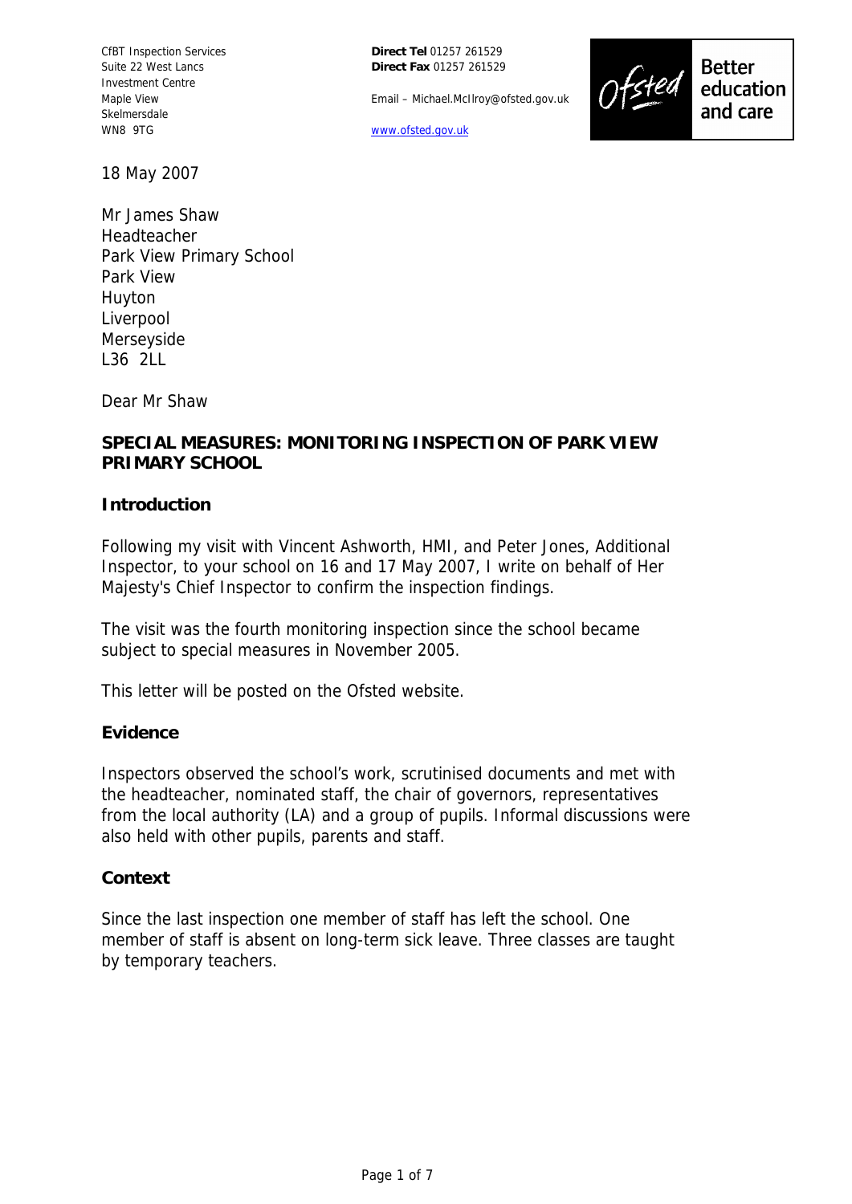CfBT Inspection Services
Suite 22 West Lancs
Investment Centre
Maple View
Skelmersdale
WN8 9TG

**Direct Tel** 01257 261529
**Direct Fax** 01257 261529

Email – Michael.McIlroy@ofsted.gov.uk

www.ofsted.gov.uk

Ofsted Better education and care

18 May 2007

Mr James Shaw
Headteacher
Park View Primary School
Park View
Huyton
Liverpool
Merseyside
L36 2LL

Dear Mr Shaw

**SPECIAL MEASURES: MONITORING INSPECTION OF PARK VIEW PRIMARY SCHOOL**

## Introduction

Following my visit with Vincent Ashworth, HMI, and Peter Jones, Additional Inspector, to your school on 16 and 17 May 2007, I write on behalf of Her Majesty's Chief Inspector to confirm the inspection findings.

The visit was the fourth monitoring inspection since the school became subject to special measures in November 2005.

This letter will be posted on the Ofsted website.

## Evidence

Inspectors observed the school's work, scrutinised documents and met with the headteacher, nominated staff, the chair of governors, representatives from the local authority (LA) and a group of pupils. Informal discussions were also held with other pupils, parents and staff.

## Context

Since the last inspection one member of staff has left the school. One member of staff is absent on long-term sick leave. Three classes are taught by temporary teachers.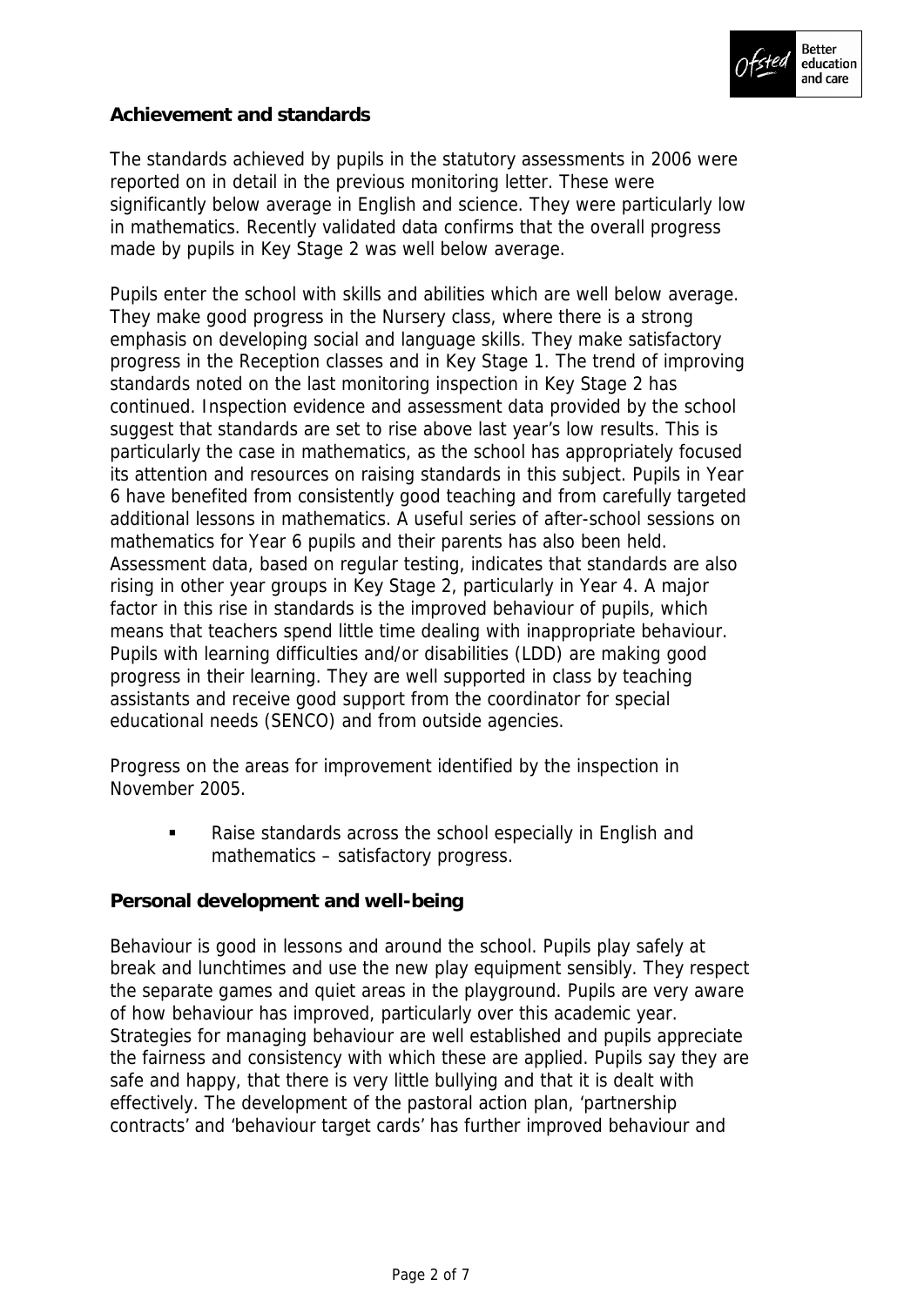## Achievement and standards

The standards achieved by pupils in the statutory assessments in 2006 were reported on in detail in the previous monitoring letter. These were significantly below average in English and science. They were particularly low in mathematics. Recently validated data confirms that the overall progress made by pupils in Key Stage 2 was well below average.

Pupils enter the school with skills and abilities which are well below average. They make good progress in the Nursery class, where there is a strong emphasis on developing social and language skills. They make satisfactory progress in the Reception classes and in Key Stage 1. The trend of improving standards noted on the last monitoring inspection in Key Stage 2 has continued. Inspection evidence and assessment data provided by the school suggest that standards are set to rise above last year's low results. This is particularly the case in mathematics, as the school has appropriately focused its attention and resources on raising standards in this subject. Pupils in Year 6 have benefited from consistently good teaching and from carefully targeted additional lessons in mathematics. A useful series of after-school sessions on mathematics for Year 6 pupils and their parents has also been held. Assessment data, based on regular testing, indicates that standards are also rising in other year groups in Key Stage 2, particularly in Year 4. A major factor in this rise in standards is the improved behaviour of pupils, which means that teachers spend little time dealing with inappropriate behaviour. Pupils with learning difficulties and/or disabilities (LDD) are making good progress in their learning. They are well supported in class by teaching assistants and receive good support from the coordinator for special educational needs (SENCO) and from outside agencies.

Progress on the areas for improvement identified by the inspection in November 2005.

- Raise standards across the school especially in English and mathematics – satisfactory progress.

## Personal development and well-being

Behaviour is good in lessons and around the school. Pupils play safely at break and lunchtimes and use the new play equipment sensibly. They respect the separate games and quiet areas in the playground. Pupils are very aware of how behaviour has improved, particularly over this academic year. Strategies for managing behaviour are well established and pupils appreciate the fairness and consistency with which these are applied. Pupils say they are safe and happy, that there is very little bullying and that it is dealt with effectively. The development of the pastoral action plan, 'partnership contracts' and 'behaviour target cards' has further improved behaviour and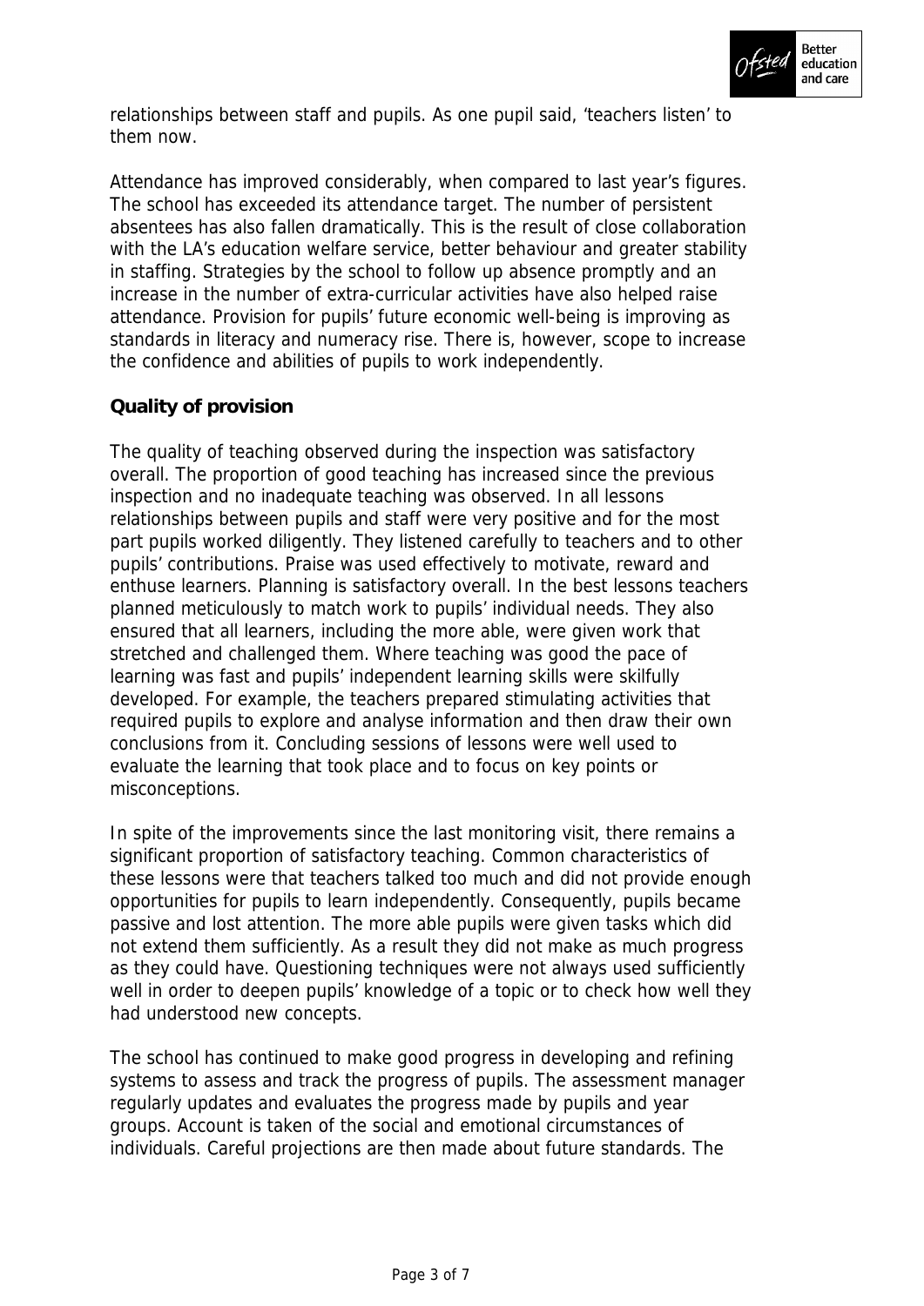relationships between staff and pupils. As one pupil said, 'teachers listen' to them now.

Attendance has improved considerably, when compared to last year's figures. The school has exceeded its attendance target. The number of persistent absentees has also fallen dramatically. This is the result of close collaboration with the LA's education welfare service, better behaviour and greater stability in staffing. Strategies by the school to follow up absence promptly and an increase in the number of extra-curricular activities have also helped raise attendance. Provision for pupils' future economic well-being is improving as standards in literacy and numeracy rise. There is, however, scope to increase the confidence and abilities of pupils to work independently.

**Quality of provision**

The quality of teaching observed during the inspection was satisfactory overall. The proportion of good teaching has increased since the previous inspection and no inadequate teaching was observed. In all lessons relationships between pupils and staff were very positive and for the most part pupils worked diligently. They listened carefully to teachers and to other pupils' contributions. Praise was used effectively to motivate, reward and enthuse learners. Planning is satisfactory overall. In the best lessons teachers planned meticulously to match work to pupils' individual needs. They also ensured that all learners, including the more able, were given work that stretched and challenged them. Where teaching was good the pace of learning was fast and pupils' independent learning skills were skilfully developed. For example, the teachers prepared stimulating activities that required pupils to explore and analyse information and then draw their own conclusions from it. Concluding sessions of lessons were well used to evaluate the learning that took place and to focus on key points or misconceptions.

In spite of the improvements since the last monitoring visit, there remains a significant proportion of satisfactory teaching. Common characteristics of these lessons were that teachers talked too much and did not provide enough opportunities for pupils to learn independently. Consequently, pupils became passive and lost attention. The more able pupils were given tasks which did not extend them sufficiently. As a result they did not make as much progress as they could have. Questioning techniques were not always used sufficiently well in order to deepen pupils' knowledge of a topic or to check how well they had understood new concepts.

The school has continued to make good progress in developing and refining systems to assess and track the progress of pupils. The assessment manager regularly updates and evaluates the progress made by pupils and year groups. Account is taken of the social and emotional circumstances of individuals. Careful projections are then made about future standards. The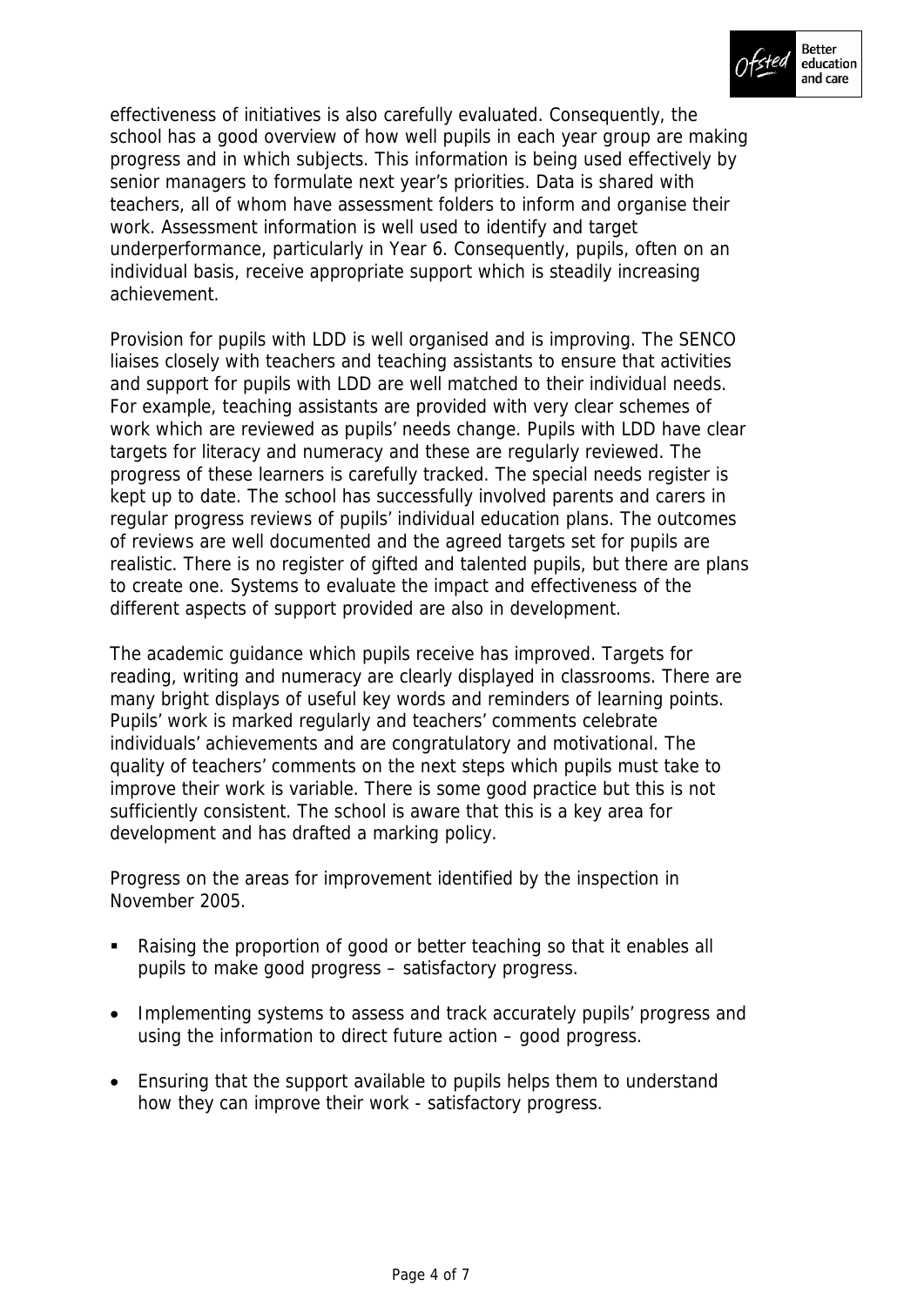effectiveness of initiatives is also carefully evaluated. Consequently, the school has a good overview of how well pupils in each year group are making progress and in which subjects. This information is being used effectively by senior managers to formulate next year's priorities. Data is shared with teachers, all of whom have assessment folders to inform and organise their work. Assessment information is well used to identify and target underperformance, particularly in Year 6. Consequently, pupils, often on an individual basis, receive appropriate support which is steadily increasing achievement.

Provision for pupils with LDD is well organised and is improving. The SENCO liaises closely with teachers and teaching assistants to ensure that activities and support for pupils with LDD are well matched to their individual needs. For example, teaching assistants are provided with very clear schemes of work which are reviewed as pupils' needs change. Pupils with LDD have clear targets for literacy and numeracy and these are regularly reviewed. The progress of these learners is carefully tracked. The special needs register is kept up to date. The school has successfully involved parents and carers in regular progress reviews of pupils' individual education plans. The outcomes of reviews are well documented and the agreed targets set for pupils are realistic. There is no register of gifted and talented pupils, but there are plans to create one. Systems to evaluate the impact and effectiveness of the different aspects of support provided are also in development.

The academic guidance which pupils receive has improved. Targets for reading, writing and numeracy are clearly displayed in classrooms. There are many bright displays of useful key words and reminders of learning points. Pupils' work is marked regularly and teachers' comments celebrate individuals' achievements and are congratulatory and motivational. The quality of teachers' comments on the next steps which pupils must take to improve their work is variable. There is some good practice but this is not sufficiently consistent. The school is aware that this is a key area for development and has drafted a marking policy.

Progress on the areas for improvement identified by the inspection in November 2005.

- Raising the proportion of good or better teaching so that it enables all pupils to make good progress – satisfactory progress.
- Implementing systems to assess and track accurately pupils' progress and using the information to direct future action – good progress.
- Ensuring that the support available to pupils helps them to understand how they can improve their work - satisfactory progress.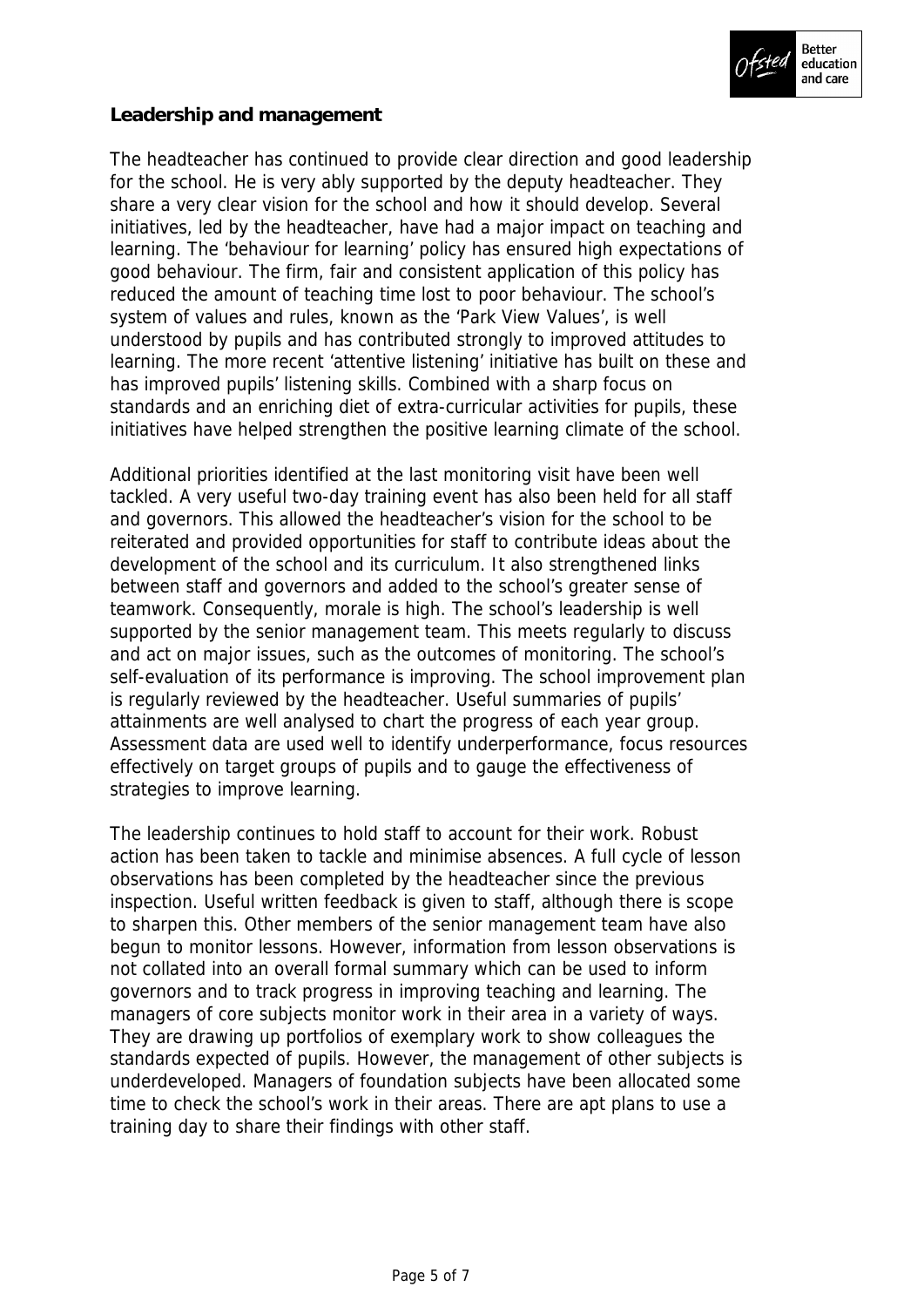**Leadership and management**

The headteacher has continued to provide clear direction and good leadership for the school. He is very ably supported by the deputy headteacher. They share a very clear vision for the school and how it should develop. Several initiatives, led by the headteacher, have had a major impact on teaching and learning. The 'behaviour for learning' policy has ensured high expectations of good behaviour. The firm, fair and consistent application of this policy has reduced the amount of teaching time lost to poor behaviour. The school's system of values and rules, known as the 'Park View Values', is well understood by pupils and has contributed strongly to improved attitudes to learning. The more recent 'attentive listening' initiative has built on these and has improved pupils' listening skills. Combined with a sharp focus on standards and an enriching diet of extra-curricular activities for pupils, these initiatives have helped strengthen the positive learning climate of the school.

Additional priorities identified at the last monitoring visit have been well tackled. A very useful two-day training event has also been held for all staff and governors. This allowed the headteacher's vision for the school to be reiterated and provided opportunities for staff to contribute ideas about the development of the school and its curriculum. It also strengthened links between staff and governors and added to the school's greater sense of teamwork. Consequently, morale is high. The school's leadership is well supported by the senior management team. This meets regularly to discuss and act on major issues, such as the outcomes of monitoring. The school's self-evaluation of its performance is improving. The school improvement plan is regularly reviewed by the headteacher. Useful summaries of pupils' attainments are well analysed to chart the progress of each year group. Assessment data are used well to identify underperformance, focus resources effectively on target groups of pupils and to gauge the effectiveness of strategies to improve learning.

The leadership continues to hold staff to account for their work. Robust action has been taken to tackle and minimise absences. A full cycle of lesson observations has been completed by the headteacher since the previous inspection. Useful written feedback is given to staff, although there is scope to sharpen this. Other members of the senior management team have also begun to monitor lessons. However, information from lesson observations is not collated into an overall formal summary which can be used to inform governors and to track progress in improving teaching and learning. The managers of core subjects monitor work in their area in a variety of ways. They are drawing up portfolios of exemplary work to show colleagues the standards expected of pupils. However, the management of other subjects is underdeveloped. Managers of foundation subjects have been allocated some time to check the school's work in their areas. There are apt plans to use a training day to share their findings with other staff.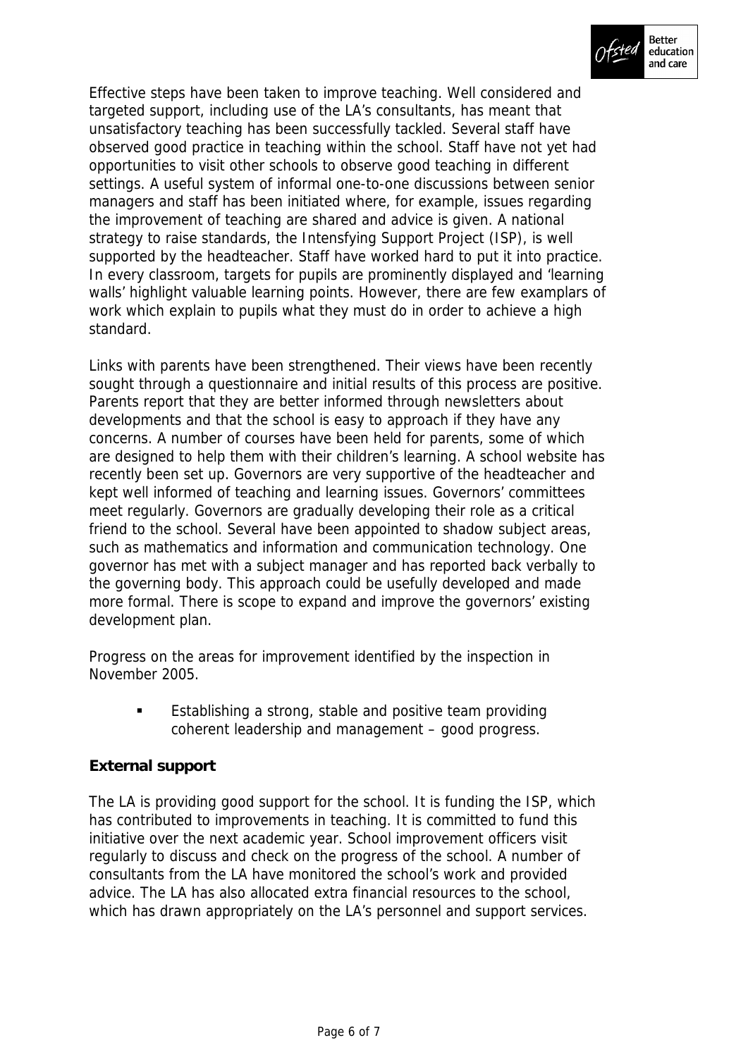Effective steps have been taken to improve teaching. Well considered and targeted support, including use of the LA's consultants, has meant that unsatisfactory teaching has been successfully tackled. Several staff have observed good practice in teaching within the school. Staff have not yet had opportunities to visit other schools to observe good teaching in different settings. A useful system of informal one-to-one discussions between senior managers and staff has been initiated where, for example, issues regarding the improvement of teaching are shared and advice is given. A national strategy to raise standards, the Intensfying Support Project (ISP), is well supported by the headteacher. Staff have worked hard to put it into practice. In every classroom, targets for pupils are prominently displayed and 'learning walls' highlight valuable learning points. However, there are few examplars of work which explain to pupils what they must do in order to achieve a high standard.

Links with parents have been strengthened. Their views have been recently sought through a questionnaire and initial results of this process are positive. Parents report that they are better informed through newsletters about developments and that the school is easy to approach if they have any concerns. A number of courses have been held for parents, some of which are designed to help them with their children's learning. A school website has recently been set up. Governors are very supportive of the headteacher and kept well informed of teaching and learning issues. Governors' committees meet regularly. Governors are gradually developing their role as a critical friend to the school. Several have been appointed to shadow subject areas, such as mathematics and information and communication technology. One governor has met with a subject manager and has reported back verbally to the governing body. This approach could be usefully developed and made more formal. There is scope to expand and improve the governors' existing development plan.

Progress on the areas for improvement identified by the inspection in November 2005.

- Establishing a strong, stable and positive team providing coherent leadership and management – good progress.

**External support**

The LA is providing good support for the school. It is funding the ISP, which has contributed to improvements in teaching. It is committed to fund this initiative over the next academic year. School improvement officers visit regularly to discuss and check on the progress of the school. A number of consultants from the LA have monitored the school's work and provided advice. The LA has also allocated extra financial resources to the school, which has drawn appropriately on the LA's personnel and support services.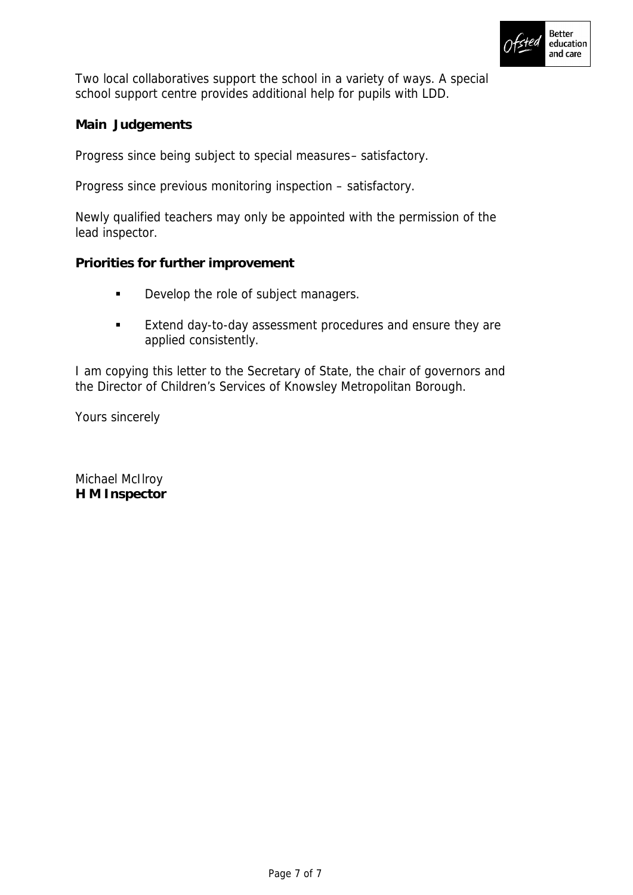Two local collaboratives support the school in a variety of ways. A special school support centre provides additional help for pupils with LDD.

**Main Judgements**

Progress since being subject to special measures– satisfactory.

Progress since previous monitoring inspection – satisfactory.

Newly qualified teachers may only be appointed with the permission of the lead inspector.

**Priorities for further improvement**

- Develop the role of subject managers.
- Extend day-to-day assessment procedures and ensure they are applied consistently.

I am copying this letter to the Secretary of State, the chair of governors and the Director of Children's Services of Knowsley Metropolitan Borough.

Yours sincerely

Michael McIlroy
**H M Inspector**